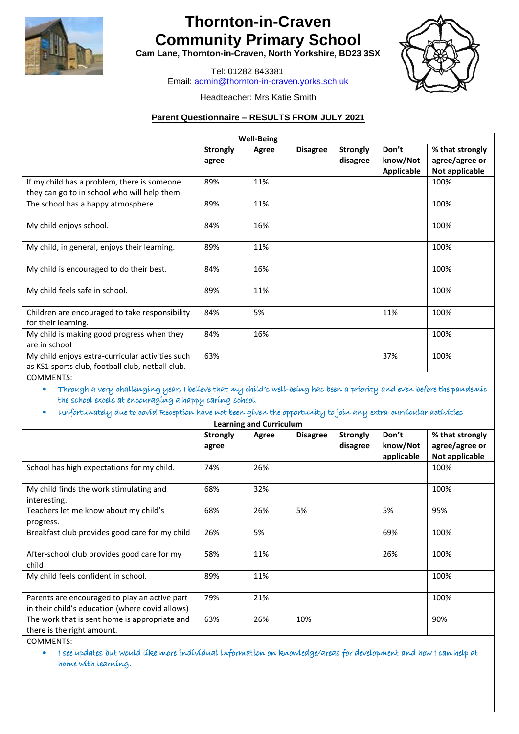# Thornton-in-Craven Community Primary School

**Cam Lane, Thornton-in-Craven, North Yorkshire, BD23 3SX**

Tel: 01282 843381
Email: admin@thornton-in-craven.yorks.sch.uk

Headteacher: Mrs Katie Smith

## Parent Questionnaire – RESULTS FROM JULY 2021

| Well-Being | | | | | | |
|---|---|---|---|---|---|---|
| | **Strongly agree** | **Agree** | **Disagree** | **Strongly disagree** | **Don't know/Not Applicable** | **% that strongly agree/agree or Not applicable** |
| If my child has a problem, there is someone they can go to in school who will help them. | 89% | 11% | | | | 100% |
| The school has a happy atmosphere. | 89% | 11% | | | | 100% |
| My child enjoys school. | 84% | 16% | | | | 100% |
| My child, in general, enjoys their learning. | 89% | 11% | | | | 100% |
| My child is encouraged to do their best. | 84% | 16% | | | | 100% |
| My child feels safe in school. | 89% | 11% | | | | 100% |
| Children are encouraged to take responsibility for their learning. | 84% | 5% | | | 11% | 100% |
| My child is making good progress when they are in school | 84% | 16% | | | | 100% |
| My child enjoys extra-curricular activities such as KS1 sports club, football club, netball club. | 63% | | | | 37% | 100% |

COMMENTS:

- Through a very challenging year, I believe that my child's well-being has been a priority and even before the pandemic the school excels at encouraging a happy caring school.
- Unfortunately due to covid Reception have not been given the opportunity to join any extra-curricular activities

| Learning and Curriculum | | | | | | |
|---|---|---|---|---|---|---|
| | **Strongly agree** | **Agree** | **Disagree** | **Strongly disagree** | **Don't know/Not applicable** | **% that strongly agree/agree or Not applicable** |
| School has high expectations for my child. | 74% | 26% | | | | 100% |
| My child finds the work stimulating and interesting. | 68% | 32% | | | | 100% |
| Teachers let me know about my child's progress. | 68% | 26% | 5% | | 5% | 95% |
| Breakfast club provides good care for my child | 26% | 5% | | | 69% | 100% |
| After-school club provides good care for my child | 58% | 11% | | | 26% | 100% |
| My child feels confident in school. | 89% | 11% | | | | 100% |
| Parents are encouraged to play an active part in their child's education (where covid allows) | 79% | 21% | | | | 100% |
| The work that is sent home is appropriate and there is the right amount. | 63% | 26% | 10% | | | 90% |

COMMENTS:

- I see updates but would like more individual information on knowledge/areas for development and how I can help at home with learning.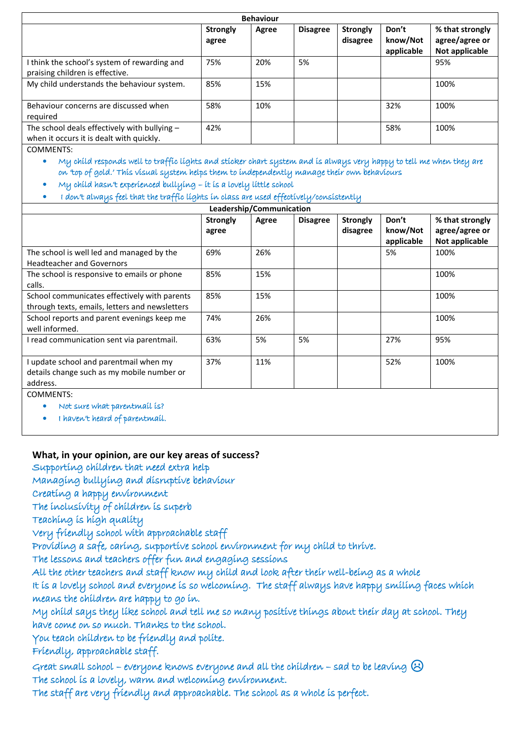| Behaviour | | | | | | |
|---|---|---|---|---|---|---|
| | **Strongly agree** | **Agree** | **Disagree** | **Strongly disagree** | **Don't know/Not applicable** | **% that strongly agree/agree or Not applicable** |
| I think the school's system of rewarding and praising children is effective. | 75% | 20% | 5% | | | 95% |
| My child understands the behaviour system. | 85% | 15% | | | | 100% |
| Behaviour concerns are discussed when required | 58% | 10% | | | 32% | 100% |
| The school deals effectively with bullying – when it occurs it is dealt with quickly. | 42% | | | | 58% | 100% |

COMMENTS:

- My child responds well to traffic lights and sticker chart system and is always very happy to tell me when they are on 'top of gold.' This visual system helps them to independently manage their own behaviours
- My child hasn't experienced bullying – it is a lovely little school
- I don't always feel that the traffic lights in class are used effectively/consistently

| Leadership/Communication | | | | | | |
|---|---|---|---|---|---|---|
| | **Strongly agree** | **Agree** | **Disagree** | **Strongly disagree** | **Don't know/Not applicable** | **% that strongly agree/agree or Not applicable** |
| The school is well led and managed by the Headteacher and Governors | 69% | 26% | | | 5% | 100% |
| The school is responsive to emails or phone calls. | 85% | 15% | | | | 100% |
| School communicates effectively with parents through texts, emails, letters and newsletters | 85% | 15% | | | | 100% |
| School reports and parent evenings keep me well informed. | 74% | 26% | | | | 100% |
| I read communication sent via parentmail. | 63% | 5% | 5% | | 27% | 95% |
| I update school and parentmail when my details change such as my mobile number or address. | 37% | 11% | | | 52% | 100% |

COMMENTS:

- Not sure what parentmail is?
- I haven't heard of parentmail.

**What, in your opinion, are our key areas of success?**

Supporting children that need extra help
Managing bullying and disruptive behaviour
Creating a happy environment
The inclusivity of children is superb
Teaching is high quality
Very friendly school with approachable staff
Providing a safe, caring, supportive school environment for my child to thrive.
The lessons and teachers offer fun and engaging sessions
All the other teachers and staff know my child and look after their well-being as a whole
It is a lovely school and everyone is so welcoming. The staff always have happy smiling faces which means the children are happy to go in.
My child says they like school and tell me so many positive things about their day at school. They have come on so much. Thanks to the school.
You teach children to be friendly and polite.
Friendly, approachable staff.
Great small school – everyone knows everyone and all the children – sad to be leaving ☹
The school is a lovely, warm and welcoming environment.
The staff are very friendly and approachable. The school as a whole is perfect.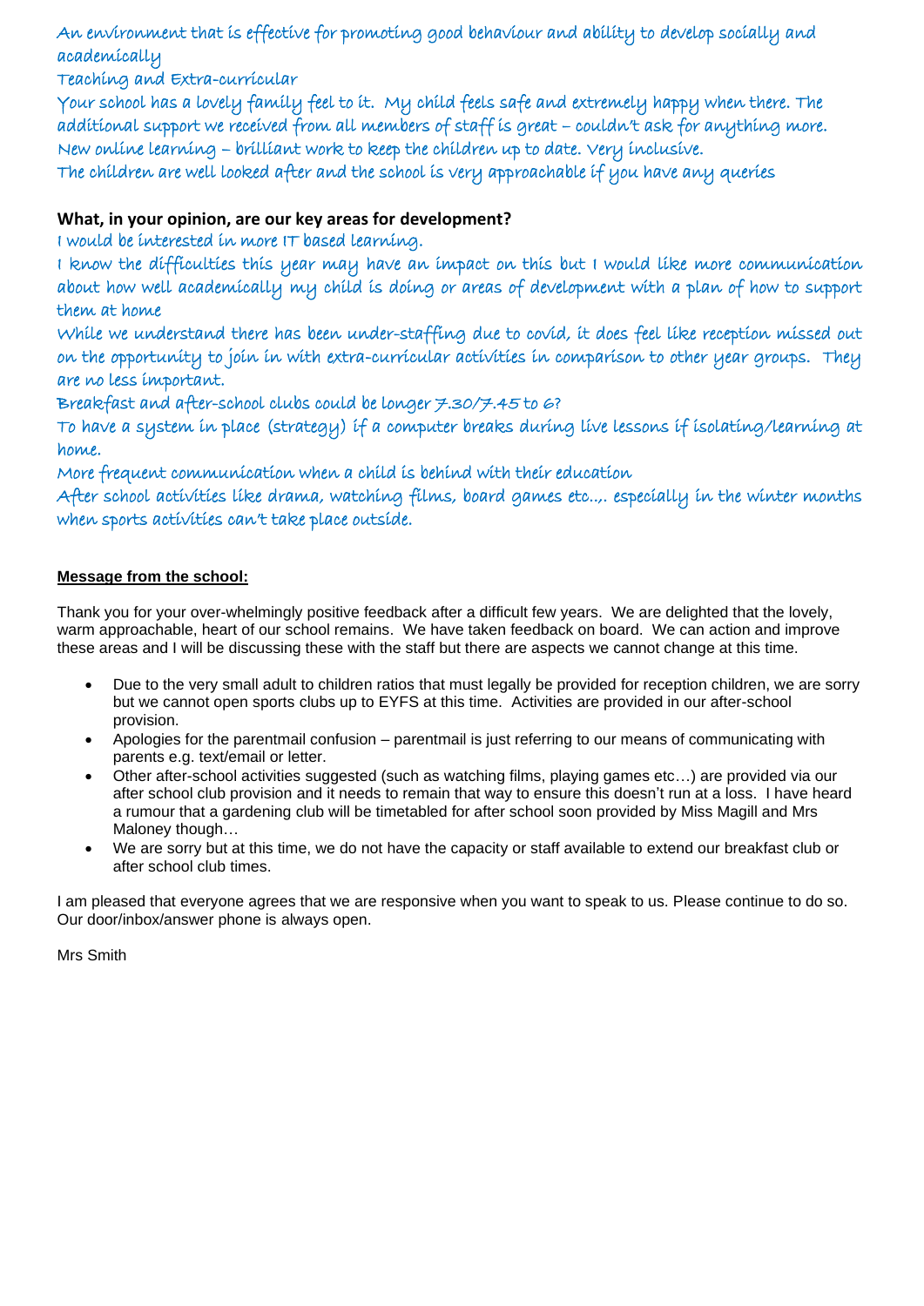An environment that is effective for promoting good behaviour and ability to develop socially and academically

Teaching and Extra-curricular

Your school has a lovely family feel to it. My child feels safe and extremely happy when there. The additional support we received from all members of staff is great – couldn't ask for anything more.

New online learning – brilliant work to keep the children up to date. Very inclusive.

The children are well looked after and the school is very approachable if you have any queries

**What, in your opinion, are our key areas for development?**

I would be interested in more IT based learning.

I know the difficulties this year may have an impact on this but I would like more communication about how well academically my child is doing or areas of development with a plan of how to support them at home

While we understand there has been under-staffing due to covid, it does feel like reception missed out on the opportunity to join in with extra-curricular activities in comparison to other year groups. They are no less important.

Breakfast and after-school clubs could be longer 7.30/7.45 to 6?

To have a system in place (strategy) if a computer breaks during live lessons if isolating/learning at home.

More frequent communication when a child is behind with their education

After school activities like drama, watching films, board games etc…. especially in the winter months when sports activities can't take place outside.

**Message from the school:**

Thank you for your over-whelmingly positive feedback after a difficult few years. We are delighted that the lovely, warm approachable, heart of our school remains. We have taken feedback on board. We can action and improve these areas and I will be discussing these with the staff but there are aspects we cannot change at this time.

- Due to the very small adult to children ratios that must legally be provided for reception children, we are sorry but we cannot open sports clubs up to EYFS at this time. Activities are provided in our after-school provision.
- Apologies for the parentmail confusion – parentmail is just referring to our means of communicating with parents e.g. text/email or letter.
- Other after-school activities suggested (such as watching films, playing games etc…) are provided via our after school club provision and it needs to remain that way to ensure this doesn't run at a loss. I have heard a rumour that a gardening club will be timetabled for after school soon provided by Miss Magill and Mrs Maloney though…
- We are sorry but at this time, we do not have the capacity or staff available to extend our breakfast club or after school club times.

I am pleased that everyone agrees that we are responsive when you want to speak to us. Please continue to do so. Our door/inbox/answer phone is always open.

Mrs Smith